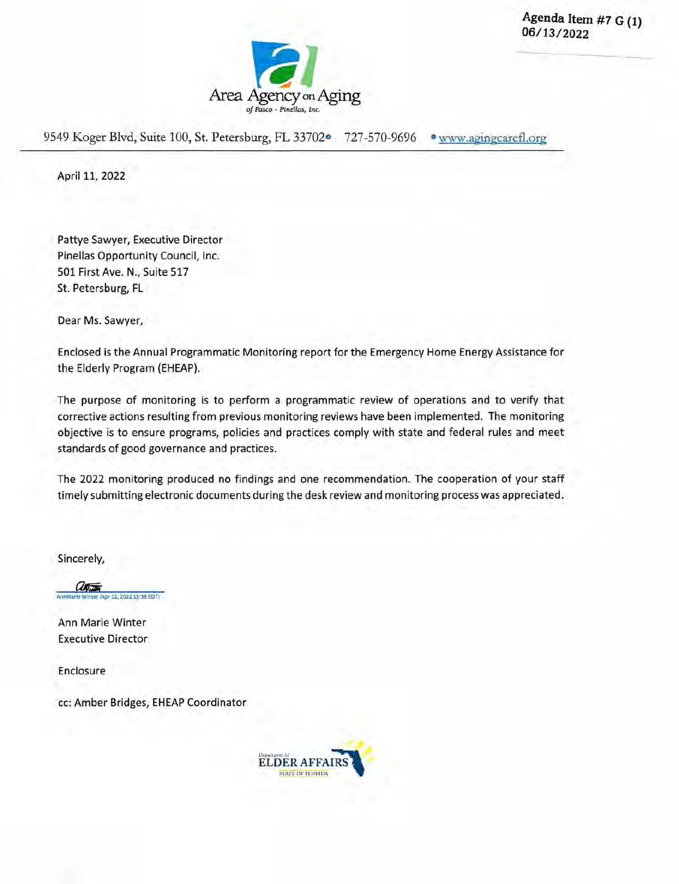Agenda Item #7 G (1)
06/13/2022

Area Agency on Aging
*of Pasco - Pinellas, Inc.*

9549 Koger Blvd, Suite 100, St. Petersburg, FL 33702 • 727-570-9696 • www.agingcarefl.org

April 11, 2022

Pattye Sawyer, Executive Director
Pinellas Opportunity Council, Inc.
501 First Ave. N., Suite 517
St. Petersburg, FL

Dear Ms. Sawyer,

Enclosed is the Annual Programmatic Monitoring report for the Emergency Home Energy Assistance for the Elderly Program (EHEAP).

The purpose of monitoring is to perform a programmatic review of operations and to verify that corrective actions resulting from previous monitoring reviews have been implemented. The monitoring objective is to ensure programs, policies and practices comply with state and federal rules and meet standards of good governance and practices.

The 2022 monitoring produced no findings and one recommendation. The cooperation of your staff timely submitting electronic documents during the desk review and monitoring process was appreciated.

Sincerely,

AnnMarie Winter (Apr 12, 2022 15:38 EDT)

Ann Marie Winter
Executive Director

Enclosure

cc: Amber Bridges, EHEAP Coordinator

Department of ELDER AFFAIRS
STATE OF FLORIDA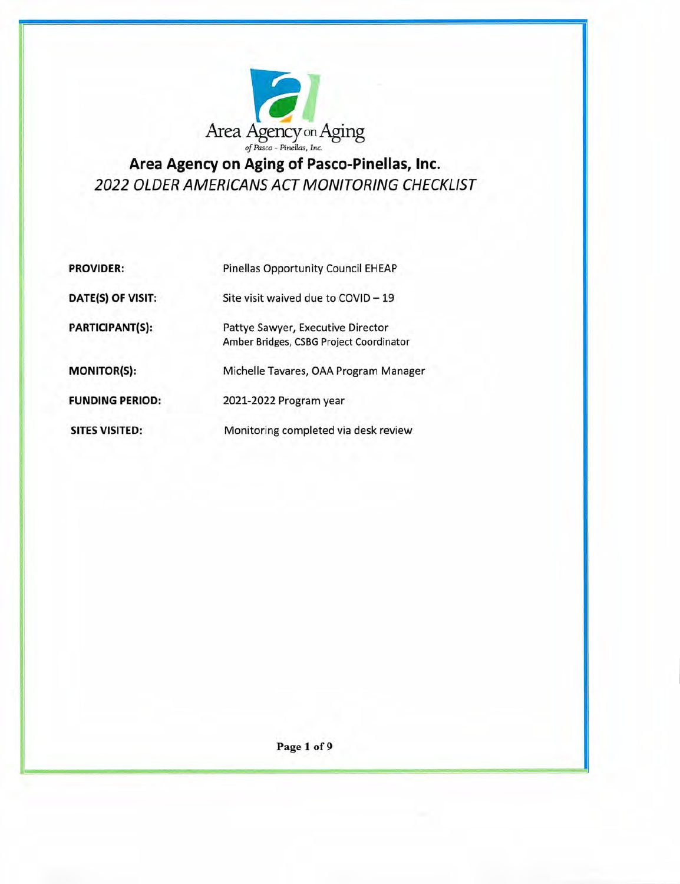Area Agency on Aging
*of Pasco - Pinellas, Inc.*

# Area Agency on Aging of Pasco-Pinellas, Inc.

## *2022 OLDER AMERICANS ACT MONITORING CHECKLIST*

| | |
|---|---|
| **PROVIDER:** | Pinellas Opportunity Council EHEAP |
| **DATE(S) OF VISIT:** | Site visit waived due to COVID – 19 |
| **PARTICIPANT(S):** | Pattye Sawyer, Executive Director<br>Amber Bridges, CSBG Project Coordinator |
| **MONITOR(S):** | Michelle Tavares, OAA Program Manager |
| **FUNDING PERIOD:** | 2021-2022 Program year |
| **SITES VISITED:** | Monitoring completed via desk review |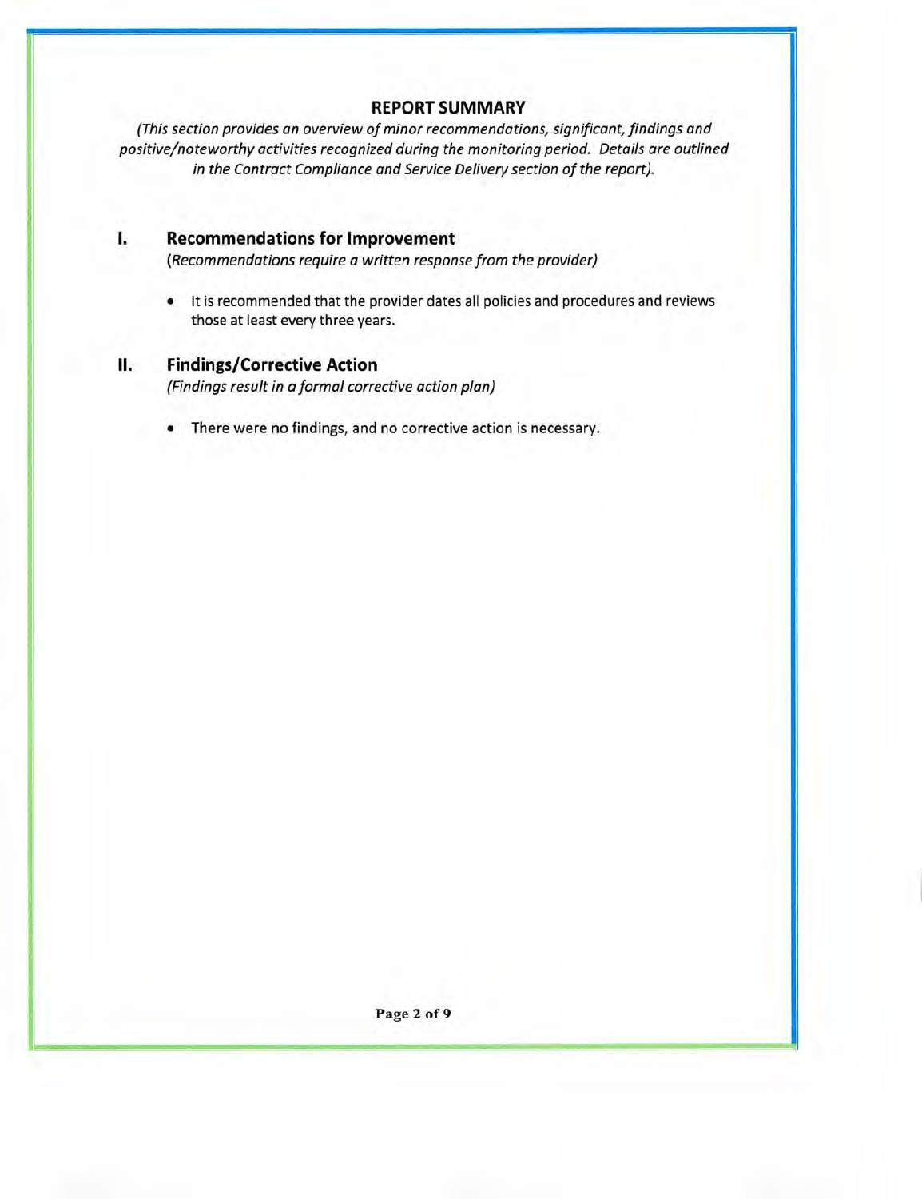## REPORT SUMMARY

*(This section provides an overview of minor recommendations, significant, findings and positive/noteworthy activities recognized during the monitoring period. Details are outlined in the Contract Compliance and Service Delivery section of the report).*

### I. Recommendations for Improvement

*(Recommendations require a written response from the provider)*

- It is recommended that the provider dates all policies and procedures and reviews those at least every three years.

### II. Findings/Corrective Action

*(Findings result in a formal corrective action plan)*

- There were no findings, and no corrective action is necessary.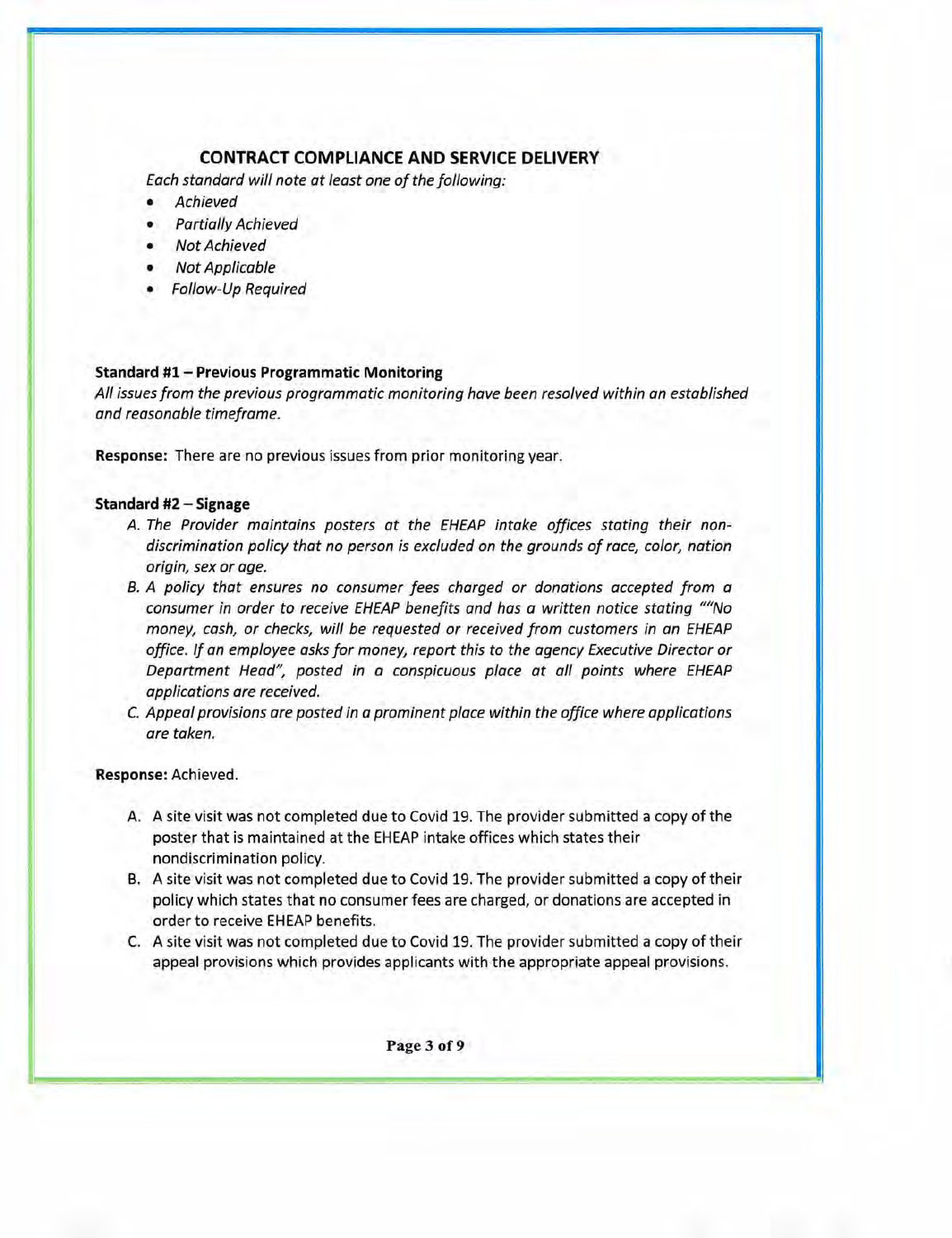## CONTRACT COMPLIANCE AND SERVICE DELIVERY

*Each standard will note at least one of the following:*

- *Achieved*
- *Partially Achieved*
- *Not Achieved*
- *Not Applicable*
- *Follow-Up Required*

**Standard #1 – Previous Programmatic Monitoring**

*All issues from the previous programmatic monitoring have been resolved within an established and reasonable timeframe.*

**Response:** There are no previous issues from prior monitoring year.

**Standard #2 – Signage**

A. *The Provider maintains posters at the EHEAP intake offices stating their non-discrimination policy that no person is excluded on the grounds of race, color, nation origin, sex or age.*
B. *A policy that ensures no consumer fees charged or donations accepted from a consumer in order to receive EHEAP benefits and has a written notice stating ""No money, cash, or checks, will be requested or received from customers in an EHEAP office. If an employee asks for money, report this to the agency Executive Director or Department Head", posted in a conspicuous place at all points where EHEAP applications are received.*
C. *Appeal provisions are posted in a prominent place within the office where applications are taken.*

**Response:** Achieved.

A. A site visit was not completed due to Covid 19. The provider submitted a copy of the poster that is maintained at the EHEAP intake offices which states their nondiscrimination policy.
B. A site visit was not completed due to Covid 19. The provider submitted a copy of their policy which states that no consumer fees are charged, or donations are accepted in order to receive EHEAP benefits.
C. A site visit was not completed due to Covid 19. The provider submitted a copy of their appeal provisions which provides applicants with the appropriate appeal provisions.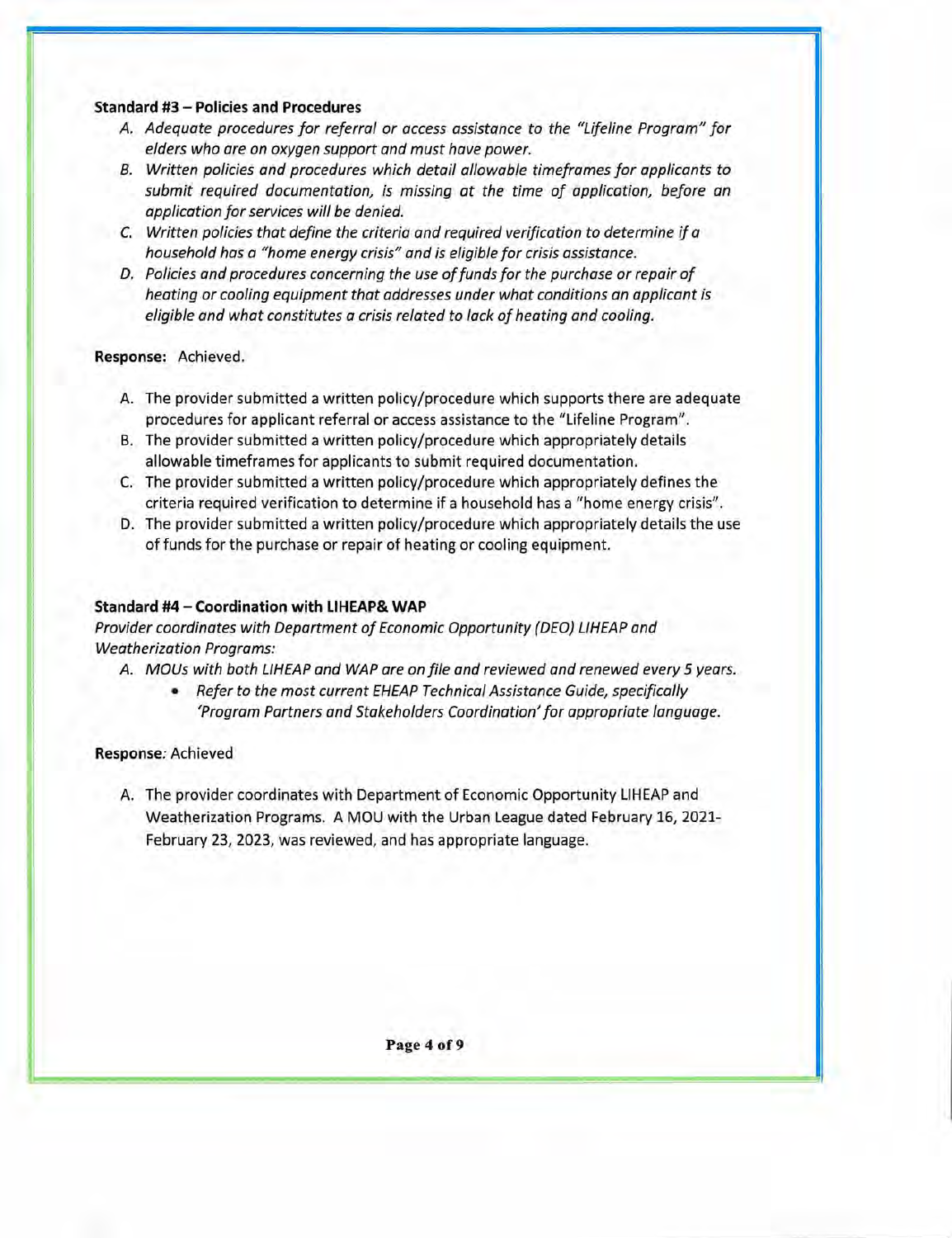**Standard #3 – Policies and Procedures**

A. *Adequate procedures for referral or access assistance to the "Lifeline Program" for elders who are on oxygen support and must have power.*
B. *Written policies and procedures which detail allowable timeframes for applicants to submit required documentation, is missing at the time of application, before an application for services will be denied.*
C. *Written policies that define the criteria and required verification to determine if a household has a "home energy crisis" and is eligible for crisis assistance.*
D. *Policies and procedures concerning the use of funds for the purchase or repair of heating or cooling equipment that addresses under what conditions an applicant is eligible and what constitutes a crisis related to lack of heating and cooling.*

**Response:** Achieved.

A. The provider submitted a written policy/procedure which supports there are adequate procedures for applicant referral or access assistance to the "Lifeline Program".
B. The provider submitted a written policy/procedure which appropriately details allowable timeframes for applicants to submit required documentation.
C. The provider submitted a written policy/procedure which appropriately defines the criteria required verification to determine if a household has a "home energy crisis".
D. The provider submitted a written policy/procedure which appropriately details the use of funds for the purchase or repair of heating or cooling equipment.

**Standard #4 – Coordination with LIHEAP& WAP**

*Provider coordinates with Department of Economic Opportunity (DEO) LIHEAP and Weatherization Programs:*

A. *MOUs with both LIHEAP and WAP are on file and reviewed and renewed every 5 years.*
   - *Refer to the most current EHEAP Technical Assistance Guide, specifically 'Program Partners and Stakeholders Coordination' for appropriate language.*

**Response**: Achieved

A. The provider coordinates with Department of Economic Opportunity LIHEAP and Weatherization Programs. A MOU with the Urban League dated February 16, 2021-February 23, 2023, was reviewed, and has appropriate language.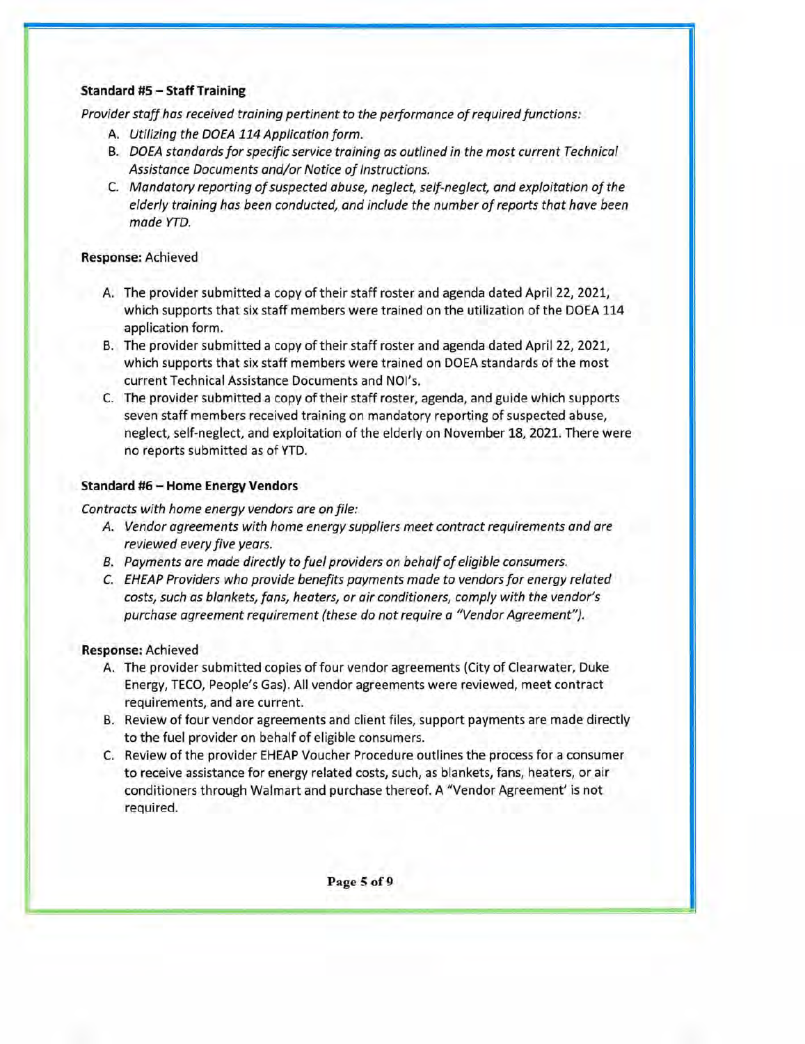**Standard #5 – Staff Training**

*Provider staff has received training pertinent to the performance of required functions:*

A. *Utilizing the DOEA 114 Application form.*
B. *DOEA standards for specific service training as outlined in the most current Technical Assistance Documents and/or Notice of Instructions.*
C. *Mandatory reporting of suspected abuse, neglect, self-neglect, and exploitation of the elderly training has been conducted, and include the number of reports that have been made YTD.*

**Response:** Achieved

A. The provider submitted a copy of their staff roster and agenda dated April 22, 2021, which supports that six staff members were trained on the utilization of the DOEA 114 application form.
B. The provider submitted a copy of their staff roster and agenda dated April 22, 2021, which supports that six staff members were trained on DOEA standards of the most current Technical Assistance Documents and NOI's.
C. The provider submitted a copy of their staff roster, agenda, and guide which supports seven staff members received training on mandatory reporting of suspected abuse, neglect, self-neglect, and exploitation of the elderly on November 18, 2021. There were no reports submitted as of YTD.

**Standard #6 – Home Energy Vendors**

*Contracts with home energy vendors are on file:*

A. *Vendor agreements with home energy suppliers meet contract requirements and are reviewed every five years.*
B. *Payments are made directly to fuel providers on behalf of eligible consumers.*
C. *EHEAP Providers who provide benefits payments made to vendors for energy related costs, such as blankets, fans, heaters, or air conditioners, comply with the vendor's purchase agreement requirement (these do not require a "Vendor Agreement").*

**Response:** Achieved

A. The provider submitted copies of four vendor agreements (City of Clearwater, Duke Energy, TECO, People's Gas). All vendor agreements were reviewed, meet contract requirements, and are current.
B. Review of four vendor agreements and client files, support payments are made directly to the fuel provider on behalf of eligible consumers.
C. Review of the provider EHEAP Voucher Procedure outlines the process for a consumer to receive assistance for energy related costs, such, as blankets, fans, heaters, or air conditioners through Walmart and purchase thereof. A "Vendor Agreement' is not required.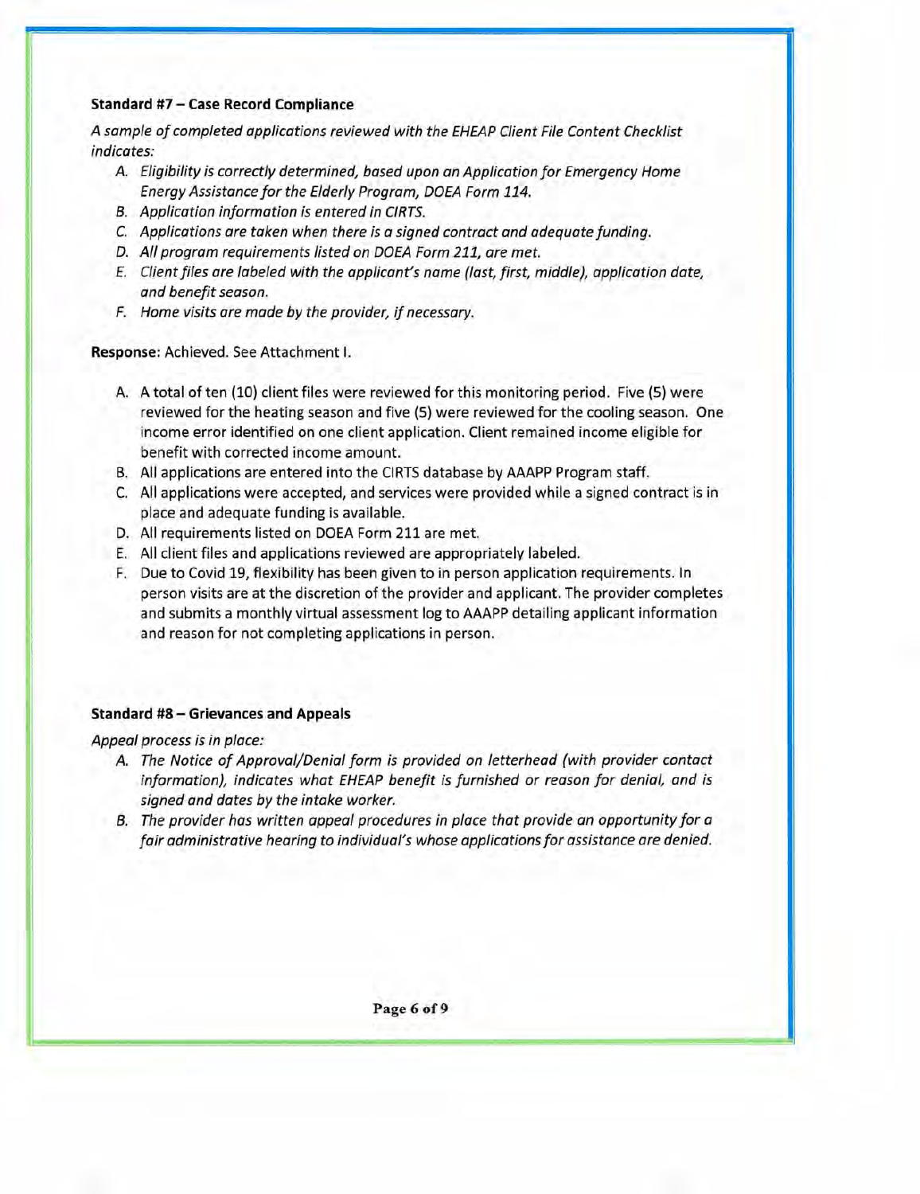**Standard #7 – Case Record Compliance**

*A sample of completed applications reviewed with the EHEAP Client File Content Checklist indicates:*

*A. Eligibility is correctly determined, based upon an Application for Emergency Home Energy Assistance for the Elderly Program, DOEA Form 114.*
*B. Application information is entered in CIRTS.*
*C. Applications are taken when there is a signed contract and adequate funding.*
*D. All program requirements listed on DOEA Form 211, are met.*
*E. Client files are labeled with the applicant's name (last, first, middle), application date, and benefit season.*
*F. Home visits are made by the provider, if necessary.*

**Response**: Achieved. See Attachment I.

A. A total of ten (10) client files were reviewed for this monitoring period. Five (5) were reviewed for the heating season and five (5) were reviewed for the cooling season. One income error identified on one client application. Client remained income eligible for benefit with corrected income amount.
B. All applications are entered into the CIRTS database by AAAPP Program staff.
C. All applications were accepted, and services were provided while a signed contract is in place and adequate funding is available.
D. All requirements listed on DOEA Form 211 are met.
E. All client files and applications reviewed are appropriately labeled.
F. Due to Covid 19, flexibility has been given to in person application requirements. In person visits are at the discretion of the provider and applicant. The provider completes and submits a monthly virtual assessment log to AAAPP detailing applicant information and reason for not completing applications in person.

**Standard #8 – Grievances and Appeals**

*Appeal process is in place:*

*A. The Notice of Approval/Denial form is provided on letterhead (with provider contact information), indicates what EHEAP benefit is furnished or reason for denial, and is signed and dates by the intake worker.*
*B. The provider has written appeal procedures in place that provide an opportunity for a fair administrative hearing to individual's whose applications for assistance are denied.*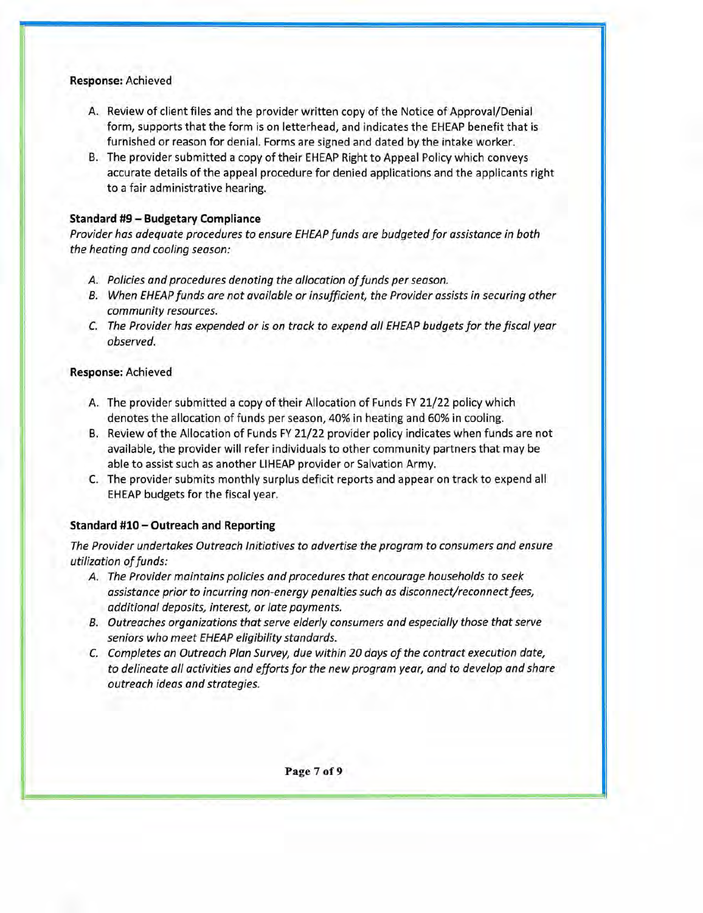**Response:** Achieved

A. Review of client files and the provider written copy of the Notice of Approval/Denial form, supports that the form is on letterhead, and indicates the EHEAP benefit that is furnished or reason for denial. Forms are signed and dated by the intake worker.
B. The provider submitted a copy of their EHEAP Right to Appeal Policy which conveys accurate details of the appeal procedure for denied applications and the applicants right to a fair administrative hearing.

**Standard #9 – Budgetary Compliance**

*Provider has adequate procedures to ensure EHEAP funds are budgeted for assistance in both the heating and cooling season:*

*A. Policies and procedures denoting the allocation of funds per season.*
*B. When EHEAP funds are not available or insufficient, the Provider assists in securing other community resources.*
*C. The Provider has expended or is on track to expend all EHEAP budgets for the fiscal year observed.*

**Response:** Achieved

A. The provider submitted a copy of their Allocation of Funds FY 21/22 policy which denotes the allocation of funds per season, 40% in heating and 60% in cooling.
B. Review of the Allocation of Funds FY 21/22 provider policy indicates when funds are not available, the provider will refer individuals to other community partners that may be able to assist such as another LIHEAP provider or Salvation Army.
C. The provider submits monthly surplus deficit reports and appear on track to expend all EHEAP budgets for the fiscal year.

**Standard #10 – Outreach and Reporting**

*The Provider undertakes Outreach Initiatives to advertise the program to consumers and ensure utilization of funds:*

*A. The Provider maintains policies and procedures that encourage households to seek assistance prior to incurring non-energy penalties such as disconnect/reconnect fees, additional deposits, interest, or late payments.*
*B. Outreaches organizations that serve elderly consumers and especially those that serve seniors who meet EHEAP eligibility standards.*
*C. Completes an Outreach Plan Survey, due within 20 days of the contract execution date, to delineate all activities and efforts for the new program year, and to develop and share outreach ideas and strategies.*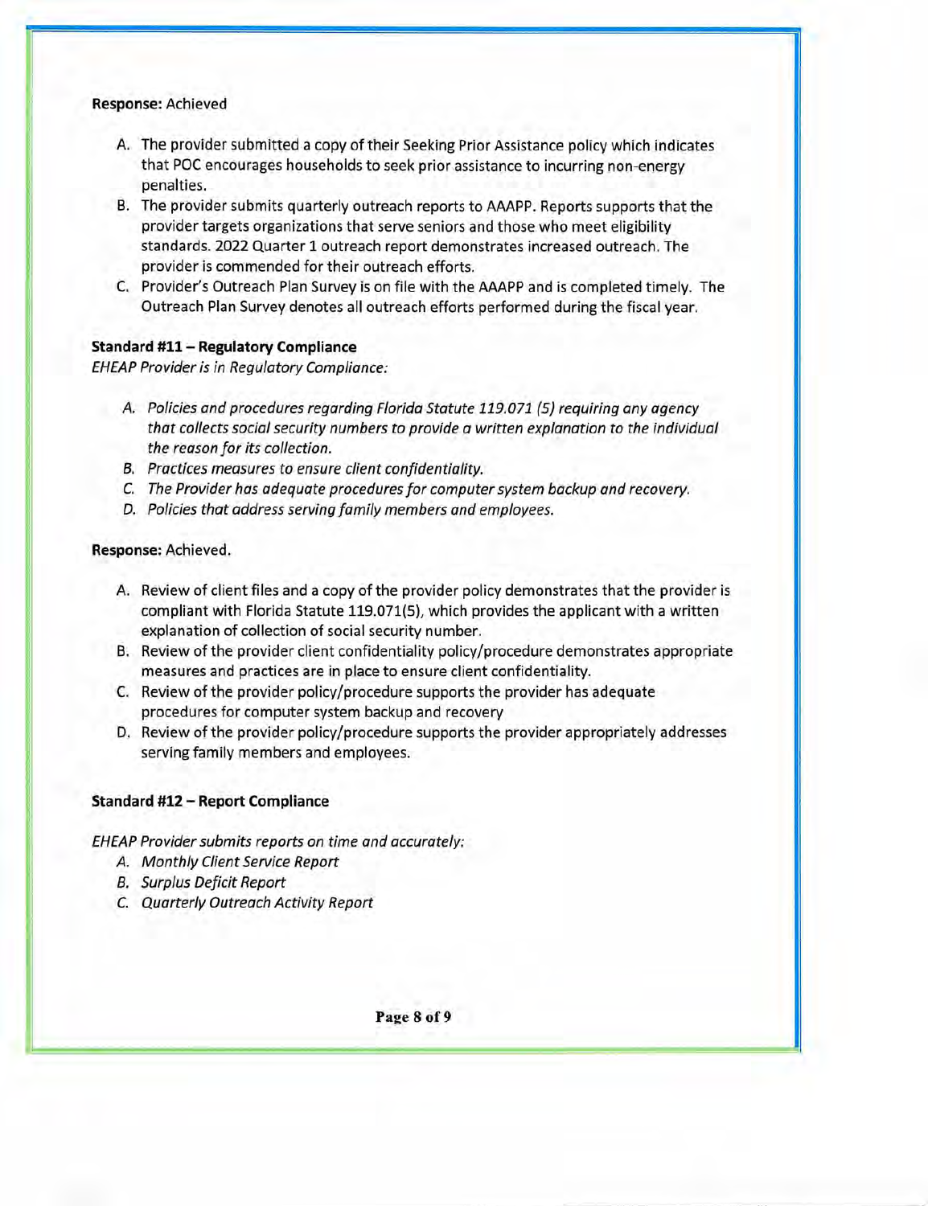**Response:** Achieved

A. The provider submitted a copy of their Seeking Prior Assistance policy which indicates that POC encourages households to seek prior assistance to incurring non-energy penalties.
B. The provider submits quarterly outreach reports to AAAPP. Reports supports that the provider targets organizations that serve seniors and those who meet eligibility standards. 2022 Quarter 1 outreach report demonstrates increased outreach. The provider is commended for their outreach efforts.
C. Provider's Outreach Plan Survey is on file with the AAAPP and is completed timely. The Outreach Plan Survey denotes all outreach efforts performed during the fiscal year.

**Standard #11 – Regulatory Compliance**

*EHEAP Provider is in Regulatory Compliance:*

A. *Policies and procedures regarding Florida Statute 119.071 (5) requiring any agency that collects social security numbers to provide a written explanation to the individual the reason for its collection.*
B. *Practices measures to ensure client confidentiality.*
C. *The Provider has adequate procedures for computer system backup and recovery.*
D. *Policies that address serving family members and employees.*

**Response:** Achieved.

A. Review of client files and a copy of the provider policy demonstrates that the provider is compliant with Florida Statute 119.071(5), which provides the applicant with a written explanation of collection of social security number.
B. Review of the provider client confidentiality policy/procedure demonstrates appropriate measures and practices are in place to ensure client confidentiality.
C. Review of the provider policy/procedure supports the provider has adequate procedures for computer system backup and recovery
D. Review of the provider policy/procedure supports the provider appropriately addresses serving family members and employees.

**Standard #12 – Report Compliance**

*EHEAP Provider submits reports on time and accurately:*

A. *Monthly Client Service Report*
B. *Surplus Deficit Report*
C. *Quarterly Outreach Activity Report*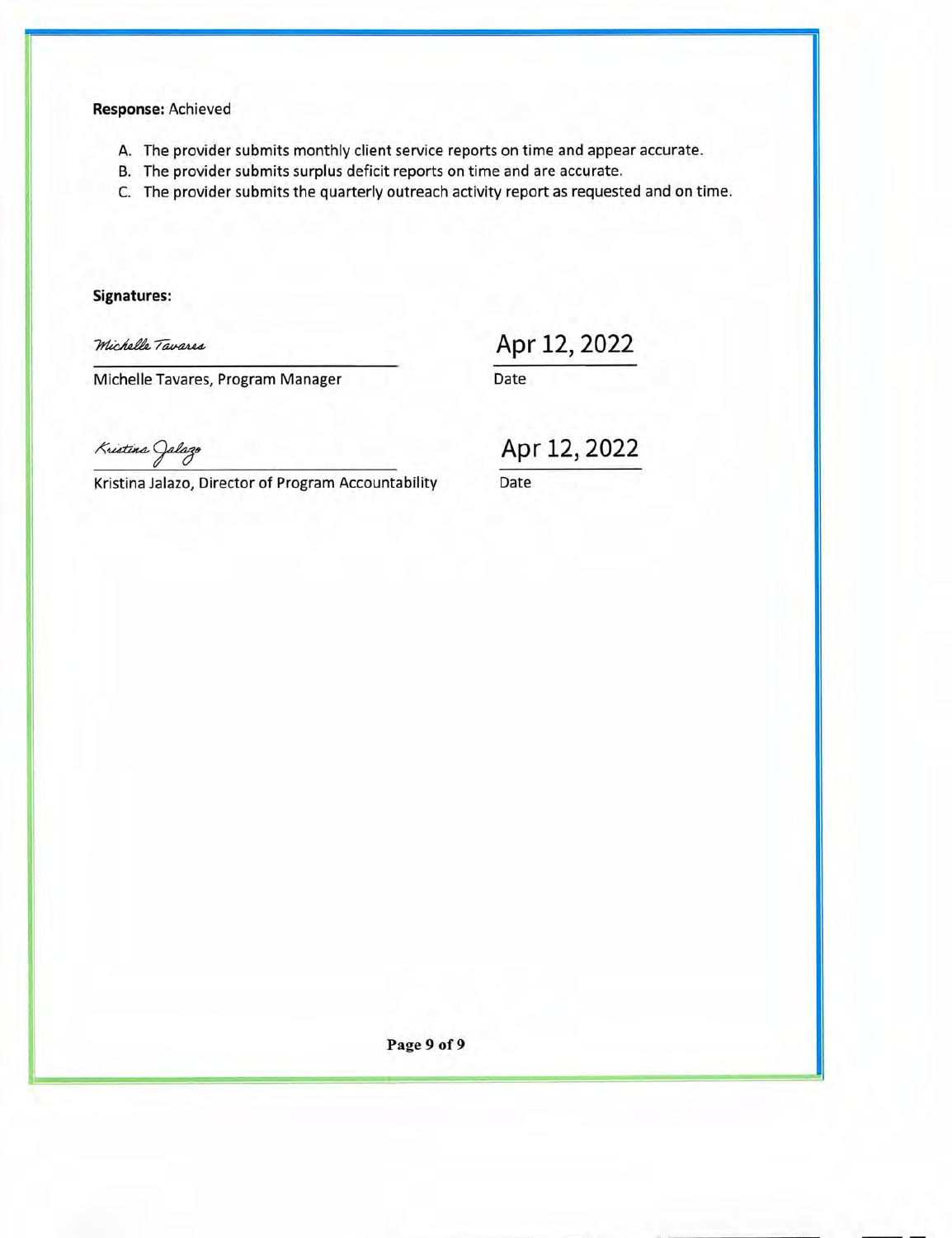**Response:** Achieved

A. The provider submits monthly client service reports on time and appear accurate.
B. The provider submits surplus deficit reports on time and are accurate.
C. The provider submits the quarterly outreach activity report as requested and on time.

**Signatures:**

*Michelle Tavares*

Michelle Tavares, Program Manager

Apr 12, 2022

Date

*Kristina Jalazo*

Kristina Jalazo, Director of Program Accountability

Apr 12, 2022

Date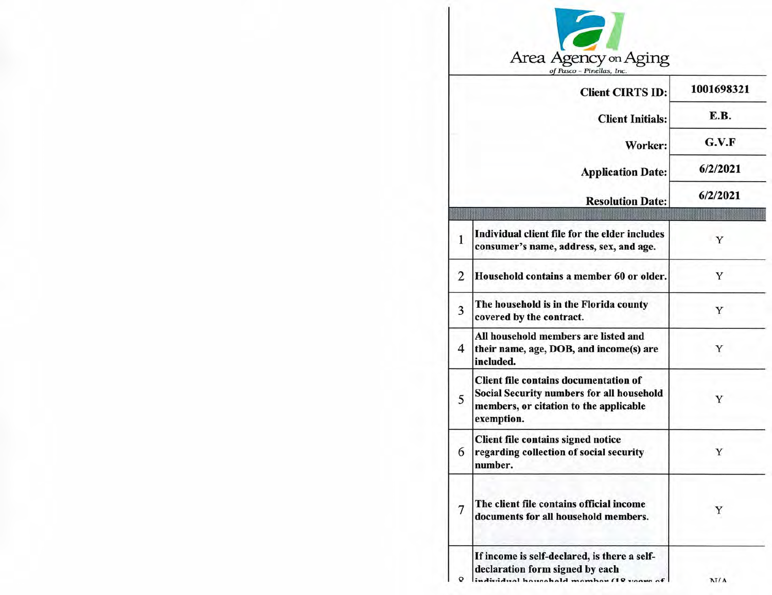Area Agency on Aging
*of Pasco - Pinellas, Inc.*

| | |
|---|---|
| **Client CIRTS ID:** | **1001698321** |
| **Client Initials:** | **E.B.** |
| **Worker:** | **G.V.F** |
| **Application Date:** | **6/2/2021** |
| **Resolution Date:** | **6/2/2021** |

| | | |
|---|---|---|
| 1 | **Individual client file for the elder includes consumer's name, address, sex, and age.** | Y |
| 2 | **Household contains a member 60 or older.** | Y |
| 3 | **The household is in the Florida county covered by the contract.** | Y |
| 4 | **All household members are listed and their name, age, DOB, and income(s) are included.** | Y |
| 5 | **Client file contains documentation of Social Security numbers for all household members, or citation to the applicable exemption.** | Y |
| 6 | **Client file contains signed notice regarding collection of social security number.** | Y |
| 7 | **The client file contains official income documents for all household members.** | Y |
| 8 | **If income is self-declared, is there a self-declaration form signed by each individual household member (18 years of** | N/A |